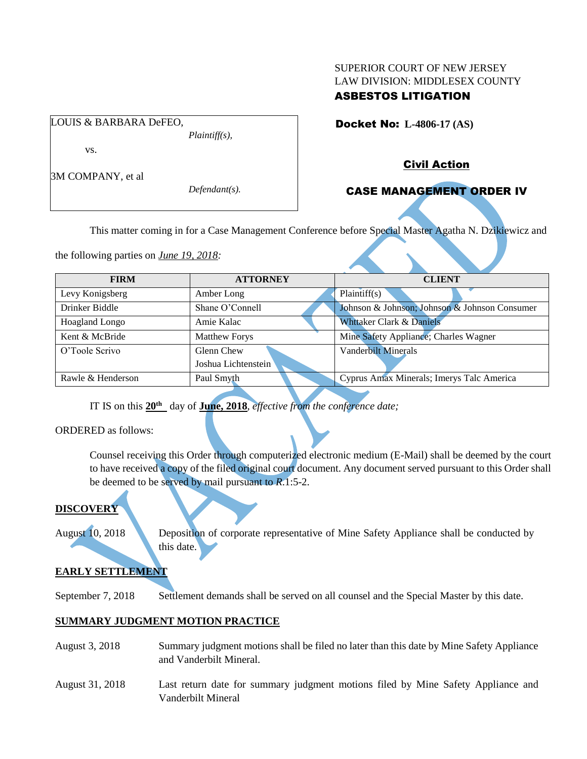SUPERIOR COURT OF NEW JERSEY
LAW DIVISION: MIDDLESEX COUNTY
**ASBESTOS LITIGATION**

LOUIS & BARBARA DeFEO,
*Plaintiff(s),*

vs.

3M COMPANY, et al
*Defendant(s).*

**Docket No: L-4806-17 (AS)**

**Civil Action**

**CASE MANAGEMENT ORDER IV**

This matter coming in for a Case Management Conference before Special Master Agatha N. Dzikiewicz and the following parties on *June 19, 2018:*

| FIRM | ATTORNEY | CLIENT |
|---|---|---|
| Levy Konigsberg | Amber Long | Plaintiff(s) |
| Drinker Biddle | Shane O'Connell | Johnson & Johnson; Johnson & Johnson Consumer |
| Hoagland Longo | Amie Kalac | Whittaker Clark & Daniels |
| Kent & McBride | Matthew Forys | Mine Safety Appliance; Charles Wagner |
| O'Toole Scrivo | Glenn Chew<br>Joshua Lichtenstein | Vanderbilt Minerals |
| Rawle & Henderson | Paul Smyth | Cyprus Amax Minerals; Imerys Talc America |

IT IS on this **20th** day of **June, 2018**, *effective from the conference date;*

ORDERED as follows:

Counsel receiving this Order through computerized electronic medium (E-Mail) shall be deemed by the court to have received a copy of the filed original court document. Any document served pursuant to this Order shall be deemed to be served by mail pursuant to *R*.1:5-2.

**DISCOVERY**

August 10, 2018 — Deposition of corporate representative of Mine Safety Appliance shall be conducted by this date.

**EARLY SETTLEMENT**

September 7, 2018 — Settlement demands shall be served on all counsel and the Special Master by this date.

**SUMMARY JUDGMENT MOTION PRACTICE**

August 3, 2018 — Summary judgment motions shall be filed no later than this date by Mine Safety Appliance and Vanderbilt Mineral.

August 31, 2018 — Last return date for summary judgment motions filed by Mine Safety Appliance and Vanderbilt Mineral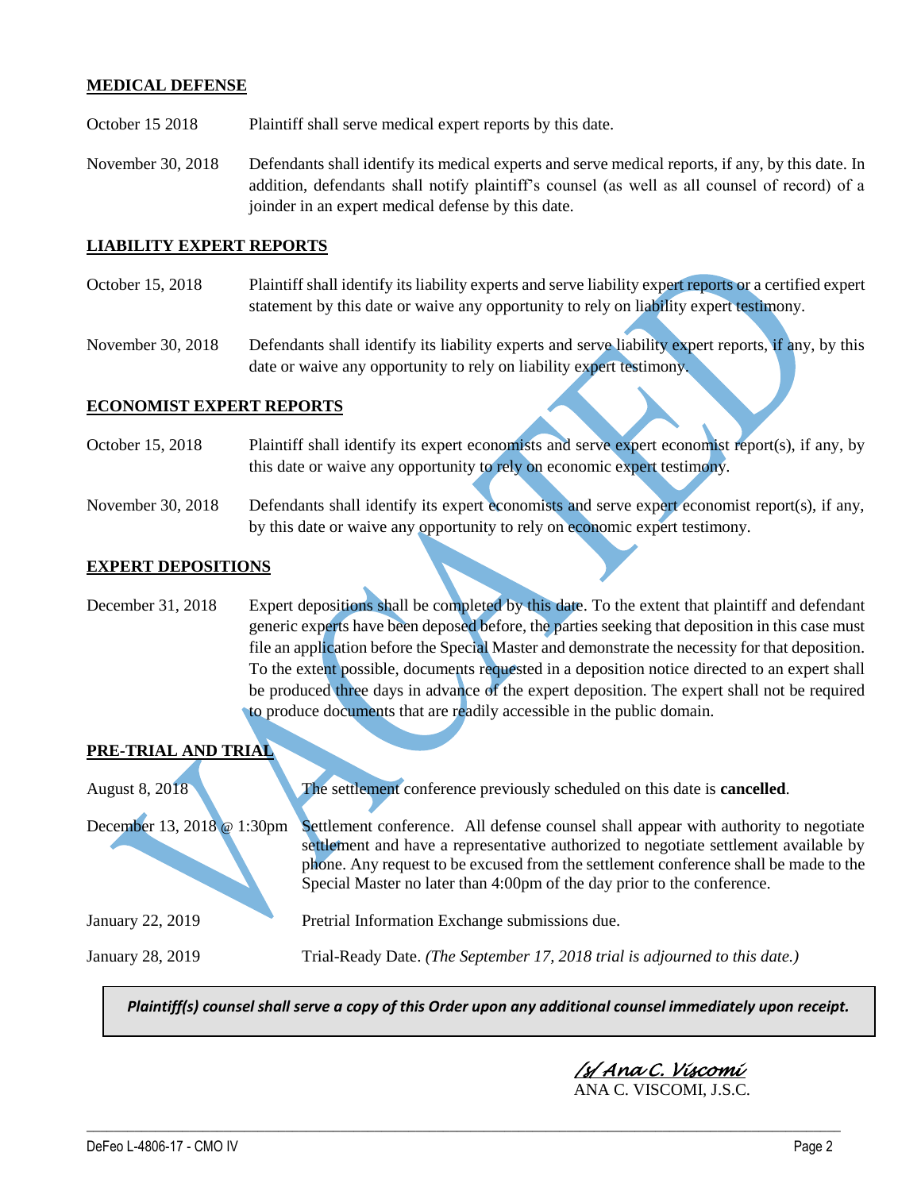## MEDICAL DEFENSE

| | |
|---|---|
| October 15 2018 | Plaintiff shall serve medical expert reports by this date. |
| November 30, 2018 | Defendants shall identify its medical experts and serve medical reports, if any, by this date. In addition, defendants shall notify plaintiff's counsel (as well as all counsel of record) of a joinder in an expert medical defense by this date. |

## LIABILITY EXPERT REPORTS

| | |
|---|---|
| October 15, 2018 | Plaintiff shall identify its liability experts and serve liability expert reports or a certified expert statement by this date or waive any opportunity to rely on liability expert testimony. |
| November 30, 2018 | Defendants shall identify its liability experts and serve liability expert reports, if any, by this date or waive any opportunity to rely on liability expert testimony. |

## ECONOMIST EXPERT REPORTS

| | |
|---|---|
| October 15, 2018 | Plaintiff shall identify its expert economists and serve expert economist report(s), if any, by this date or waive any opportunity to rely on economic expert testimony. |
| November 30, 2018 | Defendants shall identify its expert economists and serve expert economist report(s), if any, by this date or waive any opportunity to rely on economic expert testimony. |

## EXPERT DEPOSITIONS

| | |
|---|---|
| December 31, 2018 | Expert depositions shall be completed by this date. To the extent that plaintiff and defendant generic experts have been deposed before, the parties seeking that deposition in this case must file an application before the Special Master and demonstrate the necessity for that deposition. To the extent possible, documents requested in a deposition notice directed to an expert shall be produced three days in advance of the expert deposition. The expert shall not be required to produce documents that are readily accessible in the public domain. |

## PRE-TRIAL AND TRIAL

| | |
|---|---|
| August 8, 2018 | The settlement conference previously scheduled on this date is **cancelled**. |
| December 13, 2018 @ 1:30pm | Settlement conference. All defense counsel shall appear with authority to negotiate settlement and have a representative authorized to negotiate settlement available by phone. Any request to be excused from the settlement conference shall be made to the Special Master no later than 4:00pm of the day prior to the conference. |
| January 22, 2019 | Pretrial Information Exchange submissions due. |
| January 28, 2019 | Trial-Ready Date. *(The September 17, 2018 trial is adjourned to this date.)* |

***Plaintiff(s) counsel shall serve a copy of this Order upon any additional counsel immediately upon receipt.***

*/s/ Ana C. Viscomi*
ANA C. VISCOMI, J.S.C.

VACATED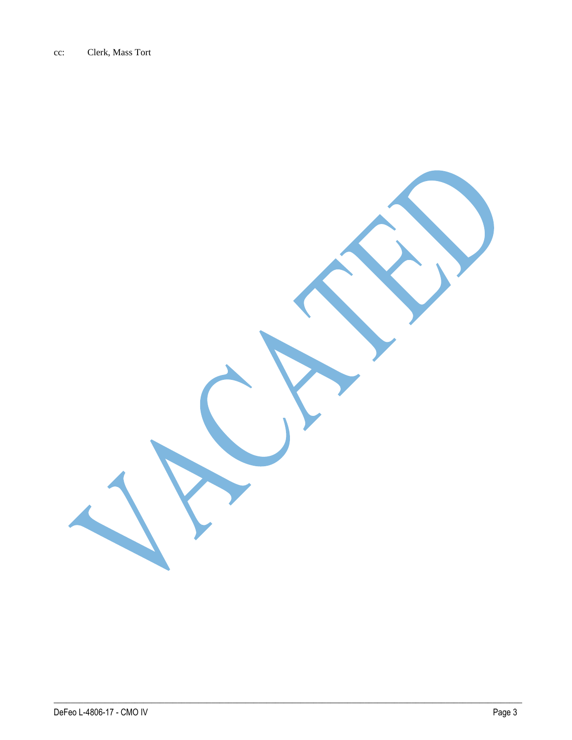cc: Clerk, Mass Tort

VACATED